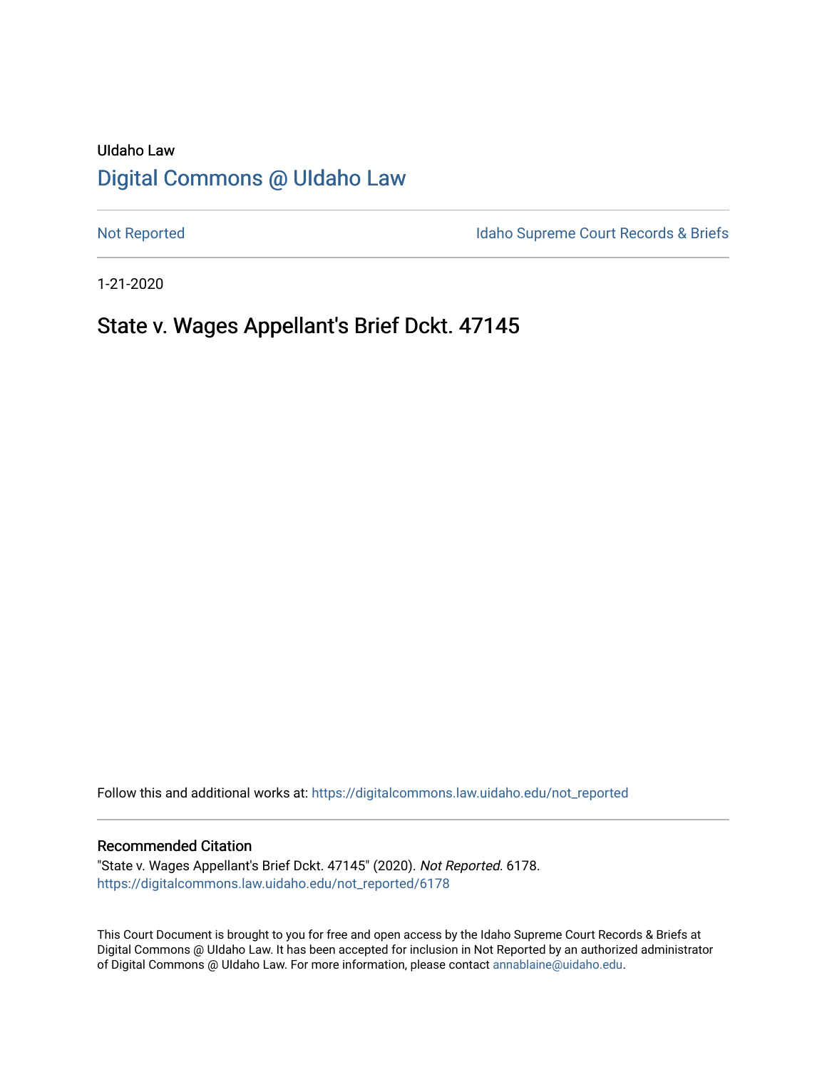UIdaho Law

# Digital Commons @ UIdaho Law

Not Reported | Idaho Supreme Court Records & Briefs

1-21-2020

## State v. Wages Appellant's Brief Dckt. 47145

Follow this and additional works at: https://digitalcommons.law.uidaho.edu/not_reported

### Recommended Citation

"State v. Wages Appellant's Brief Dckt. 47145" (2020). *Not Reported*. 6178.
https://digitalcommons.law.uidaho.edu/not_reported/6178

This Court Document is brought to you for free and open access by the Idaho Supreme Court Records & Briefs at Digital Commons @ UIdaho Law. It has been accepted for inclusion in Not Reported by an authorized administrator of Digital Commons @ UIdaho Law. For more information, please contact annablaine@uidaho.edu.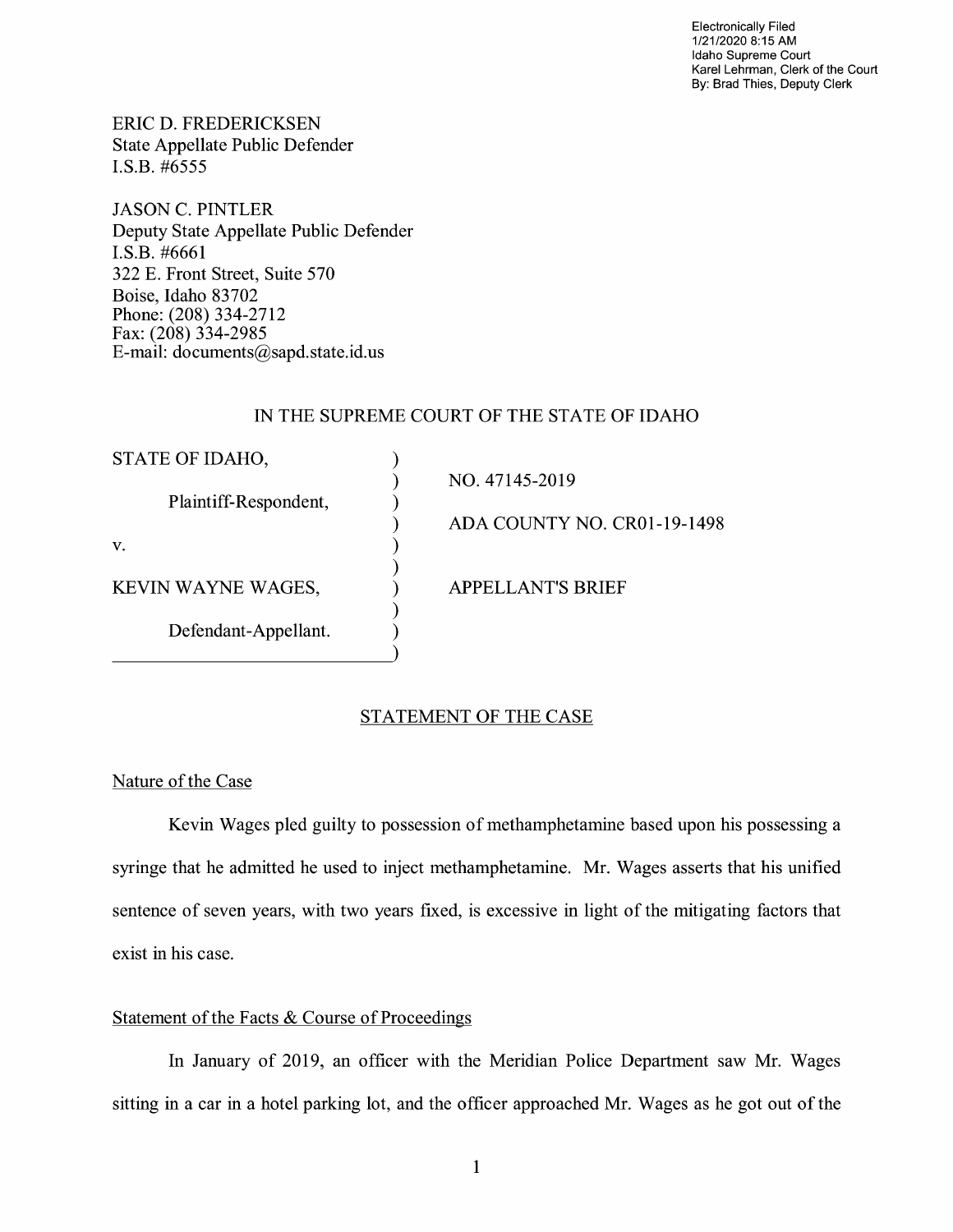Electronically Filed
1/21/2020 8:15 AM
Idaho Supreme Court
Karel Lehrman, Clerk of the Court
By: Brad Thies, Deputy Clerk

ERIC D. FREDERICKSEN
State Appellate Public Defender
I.S.B. #6555

JASON C. PINTLER
Deputy State Appellate Public Defender
I.S.B. #6661
322 E. Front Street, Suite 570
Boise, Idaho 83702
Phone: (208) 334-2712
Fax: (208) 334-2985
E-mail: documents@sapd.state.id.us

IN THE SUPREME COURT OF THE STATE OF IDAHO

| | | |
|---|---|---|
| STATE OF IDAHO, | ) | |
| | ) | NO. 47145-2019 |
| Plaintiff-Respondent, | ) | |
| | ) | ADA COUNTY NO. CR01-19-1498 |
| v. | ) | |
| | ) | |
| KEVIN WAYNE WAGES, | ) | APPELLANT'S BRIEF |
| | ) | |
| Defendant-Appellant. | ) | |

## STATEMENT OF THE CASE

### Nature of the Case

Kevin Wages pled guilty to possession of methamphetamine based upon his possessing a syringe that he admitted he used to inject methamphetamine. Mr. Wages asserts that his unified sentence of seven years, with two years fixed, is excessive in light of the mitigating factors that exist in his case.

### Statement of the Facts & Course of Proceedings

In January of 2019, an officer with the Meridian Police Department saw Mr. Wages sitting in a car in a hotel parking lot, and the officer approached Mr. Wages as he got out of the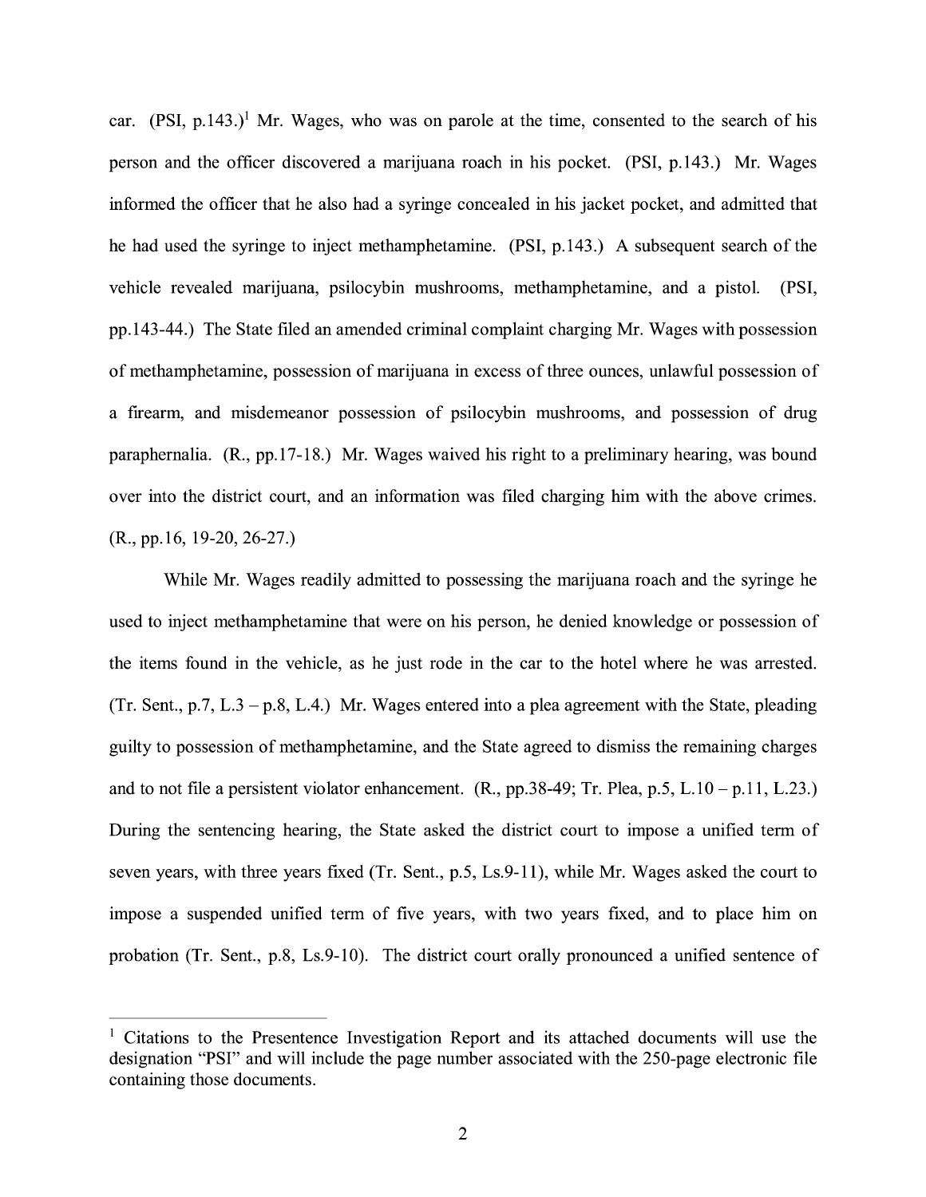car. (PSI, p.143.)[1] Mr. Wages, who was on parole at the time, consented to the search of his person and the officer discovered a marijuana roach in his pocket. (PSI, p.143.) Mr. Wages informed the officer that he also had a syringe concealed in his jacket pocket, and admitted that he had used the syringe to inject methamphetamine. (PSI, p.143.) A subsequent search of the vehicle revealed marijuana, psilocybin mushrooms, methamphetamine, and a pistol. (PSI, pp.143-44.) The State filed an amended criminal complaint charging Mr. Wages with possession of methamphetamine, possession of marijuana in excess of three ounces, unlawful possession of a firearm, and misdemeanor possession of psilocybin mushrooms, and possession of drug paraphernalia. (R., pp.17-18.) Mr. Wages waived his right to a preliminary hearing, was bound over into the district court, and an information was filed charging him with the above crimes. (R., pp.16, 19-20, 26-27.)

While Mr. Wages readily admitted to possessing the marijuana roach and the syringe he used to inject methamphetamine that were on his person, he denied knowledge or possession of the items found in the vehicle, as he just rode in the car to the hotel where he was arrested. (Tr. Sent., p.7, L.3 – p.8, L.4.) Mr. Wages entered into a plea agreement with the State, pleading guilty to possession of methamphetamine, and the State agreed to dismiss the remaining charges and to not file a persistent violator enhancement. (R., pp.38-49; Tr. Plea, p.5, L.10 – p.11, L.23.) During the sentencing hearing, the State asked the district court to impose a unified term of seven years, with three years fixed (Tr. Sent., p.5, Ls.9-11), while Mr. Wages asked the court to impose a suspended unified term of five years, with two years fixed, and to place him on probation (Tr. Sent., p.8, Ls.9-10). The district court orally pronounced a unified sentence of

[1] Citations to the Presentence Investigation Report and its attached documents will use the designation "PSI" and will include the page number associated with the 250-page electronic file containing those documents.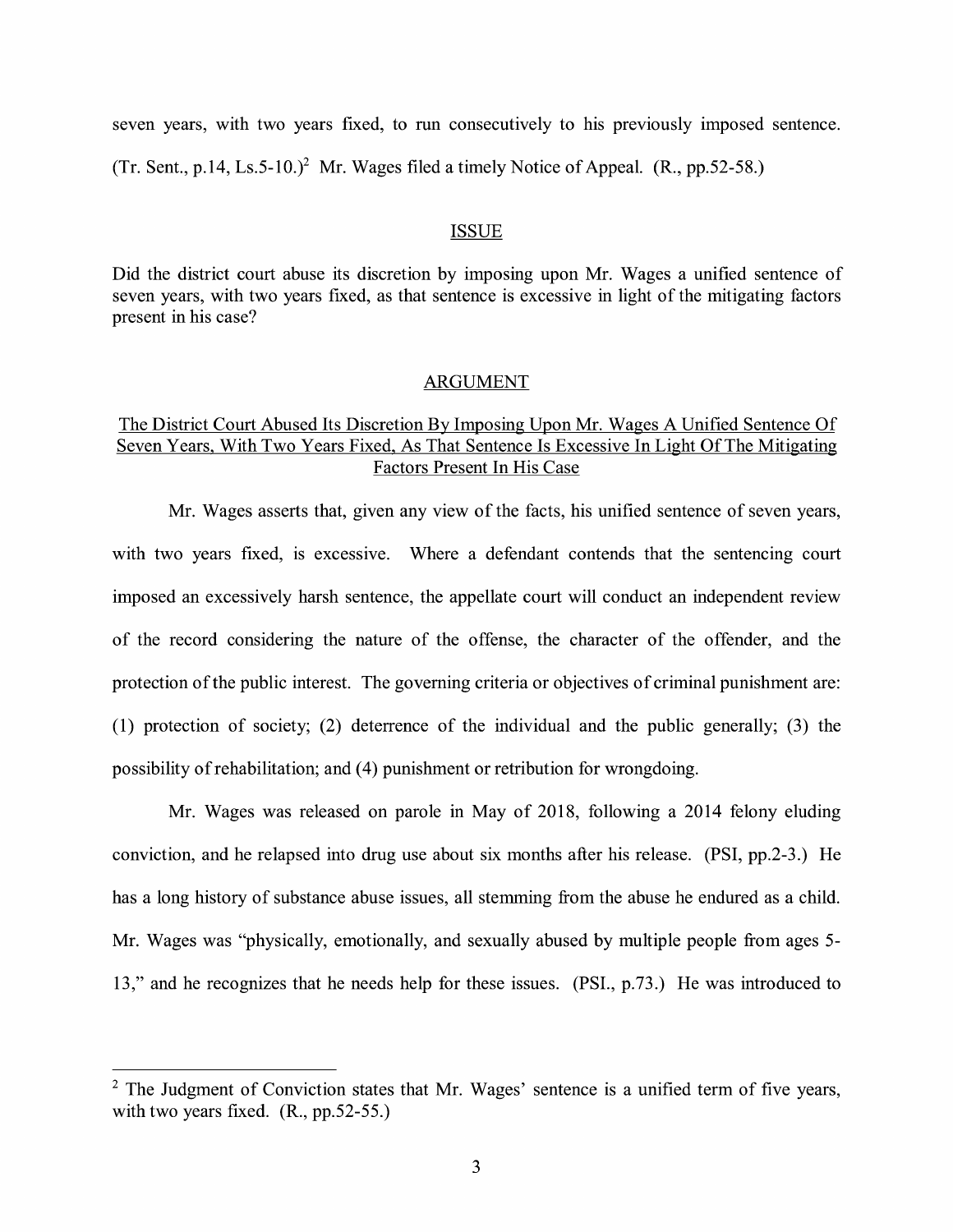seven years, with two years fixed, to run consecutively to his previously imposed sentence. (Tr. Sent., p.14, Ls.5-10.)[2] Mr. Wages filed a timely Notice of Appeal. (R., pp.52-58.)

## ISSUE

Did the district court abuse its discretion by imposing upon Mr. Wages a unified sentence of seven years, with two years fixed, as that sentence is excessive in light of the mitigating factors present in his case?

## ARGUMENT

### The District Court Abused Its Discretion By Imposing Upon Mr. Wages A Unified Sentence Of Seven Years, With Two Years Fixed, As That Sentence Is Excessive In Light Of The Mitigating Factors Present In His Case

Mr. Wages asserts that, given any view of the facts, his unified sentence of seven years, with two years fixed, is excessive. Where a defendant contends that the sentencing court imposed an excessively harsh sentence, the appellate court will conduct an independent review of the record considering the nature of the offense, the character of the offender, and the protection of the public interest. The governing criteria or objectives of criminal punishment are: (1) protection of society; (2) deterrence of the individual and the public generally; (3) the possibility of rehabilitation; and (4) punishment or retribution for wrongdoing.

Mr. Wages was released on parole in May of 2018, following a 2014 felony eluding conviction, and he relapsed into drug use about six months after his release. (PSI, pp.2-3.) He has a long history of substance abuse issues, all stemming from the abuse he endured as a child. Mr. Wages was "physically, emotionally, and sexually abused by multiple people from ages 5-13," and he recognizes that he needs help for these issues. (PSI., p.73.) He was introduced to

---

[2] The Judgment of Conviction states that Mr. Wages' sentence is a unified term of five years, with two years fixed. (R., pp.52-55.)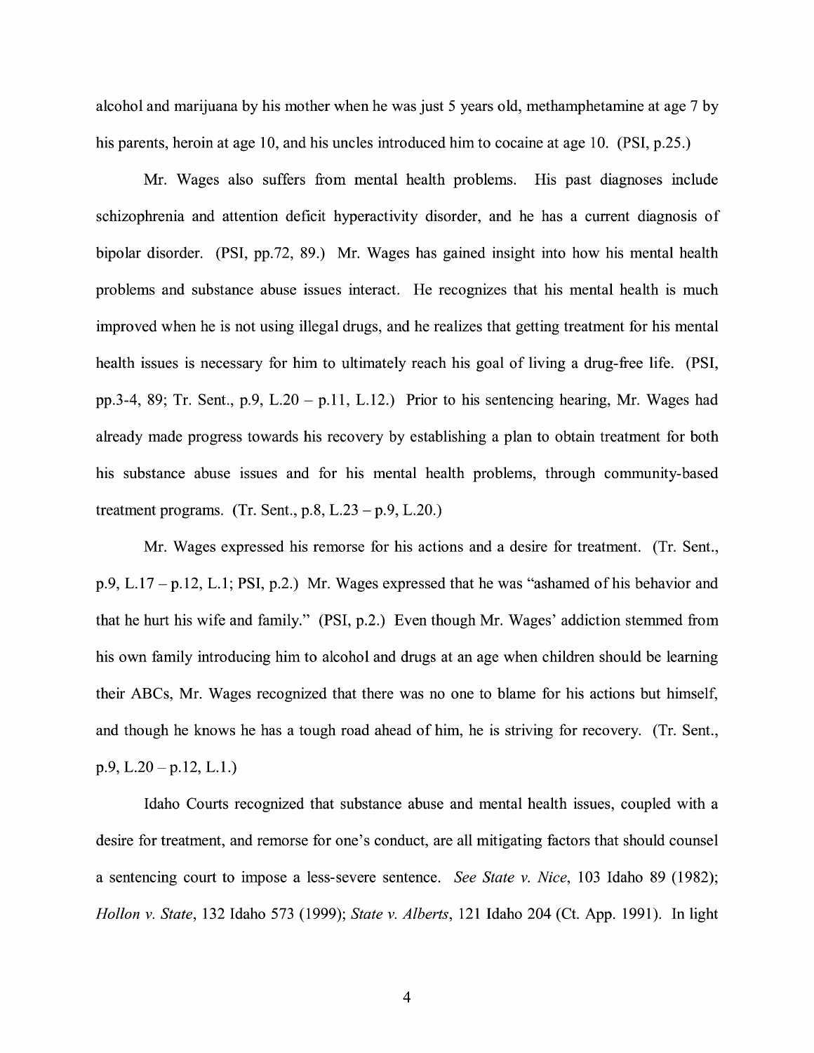alcohol and marijuana by his mother when he was just 5 years old, methamphetamine at age 7 by his parents, heroin at age 10, and his uncles introduced him to cocaine at age 10. (PSI, p.25.)

Mr. Wages also suffers from mental health problems. His past diagnoses include schizophrenia and attention deficit hyperactivity disorder, and he has a current diagnosis of bipolar disorder. (PSI, pp.72, 89.) Mr. Wages has gained insight into how his mental health problems and substance abuse issues interact. He recognizes that his mental health is much improved when he is not using illegal drugs, and he realizes that getting treatment for his mental health issues is necessary for him to ultimately reach his goal of living a drug-free life. (PSI, pp.3-4, 89; Tr. Sent., p.9, L.20 – p.11, L.12.) Prior to his sentencing hearing, Mr. Wages had already made progress towards his recovery by establishing a plan to obtain treatment for both his substance abuse issues and for his mental health problems, through community-based treatment programs. (Tr. Sent., p.8, L.23 – p.9, L.20.)

Mr. Wages expressed his remorse for his actions and a desire for treatment. (Tr. Sent., p.9, L.17 – p.12, L.1; PSI, p.2.) Mr. Wages expressed that he was "ashamed of his behavior and that he hurt his wife and family." (PSI, p.2.) Even though Mr. Wages' addiction stemmed from his own family introducing him to alcohol and drugs at an age when children should be learning their ABCs, Mr. Wages recognized that there was no one to blame for his actions but himself, and though he knows he has a tough road ahead of him, he is striving for recovery. (Tr. Sent., p.9, L.20 – p.12, L.1.)

Idaho Courts recognized that substance abuse and mental health issues, coupled with a desire for treatment, and remorse for one's conduct, are all mitigating factors that should counsel a sentencing court to impose a less-severe sentence. *See State v. Nice*, 103 Idaho 89 (1982); *Hollon v. State*, 132 Idaho 573 (1999); *State v. Alberts*, 121 Idaho 204 (Ct. App. 1991). In light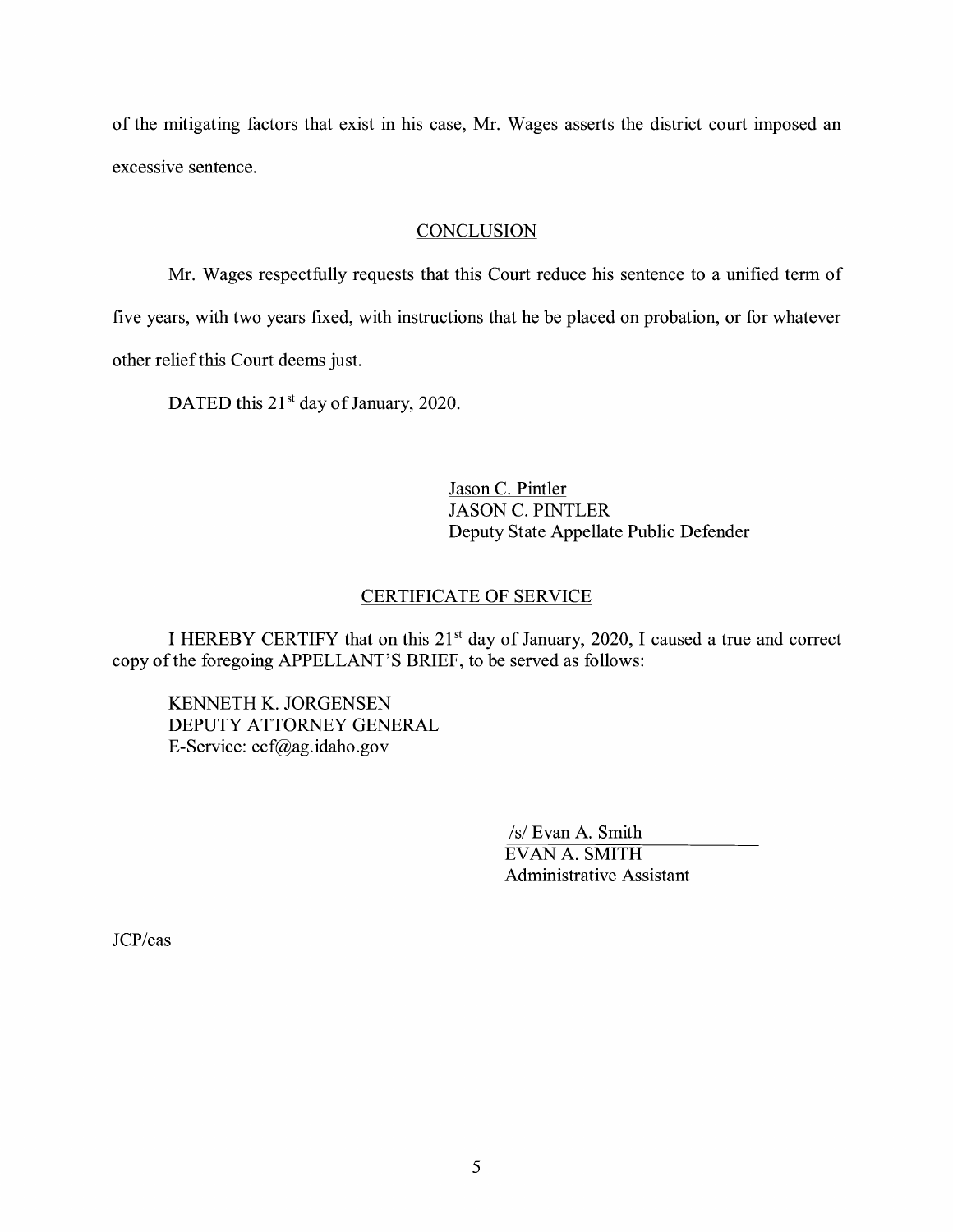of the mitigating factors that exist in his case, Mr. Wages asserts the district court imposed an excessive sentence.

## CONCLUSION

Mr. Wages respectfully requests that this Court reduce his sentence to a unified term of five years, with two years fixed, with instructions that he be placed on probation, or for whatever other relief this Court deems just.

DATED this 21st day of January, 2020.

Jason C. Pintler
JASON C. PINTLER
Deputy State Appellate Public Defender

## CERTIFICATE OF SERVICE

I HEREBY CERTIFY that on this 21st day of January, 2020, I caused a true and correct copy of the foregoing APPELLANT'S BRIEF, to be served as follows:

KENNETH K. JORGENSEN
DEPUTY ATTORNEY GENERAL
E-Service: ecf@ag.idaho.gov

/s/ Evan A. Smith
EVAN A. SMITH
Administrative Assistant

JCP/eas